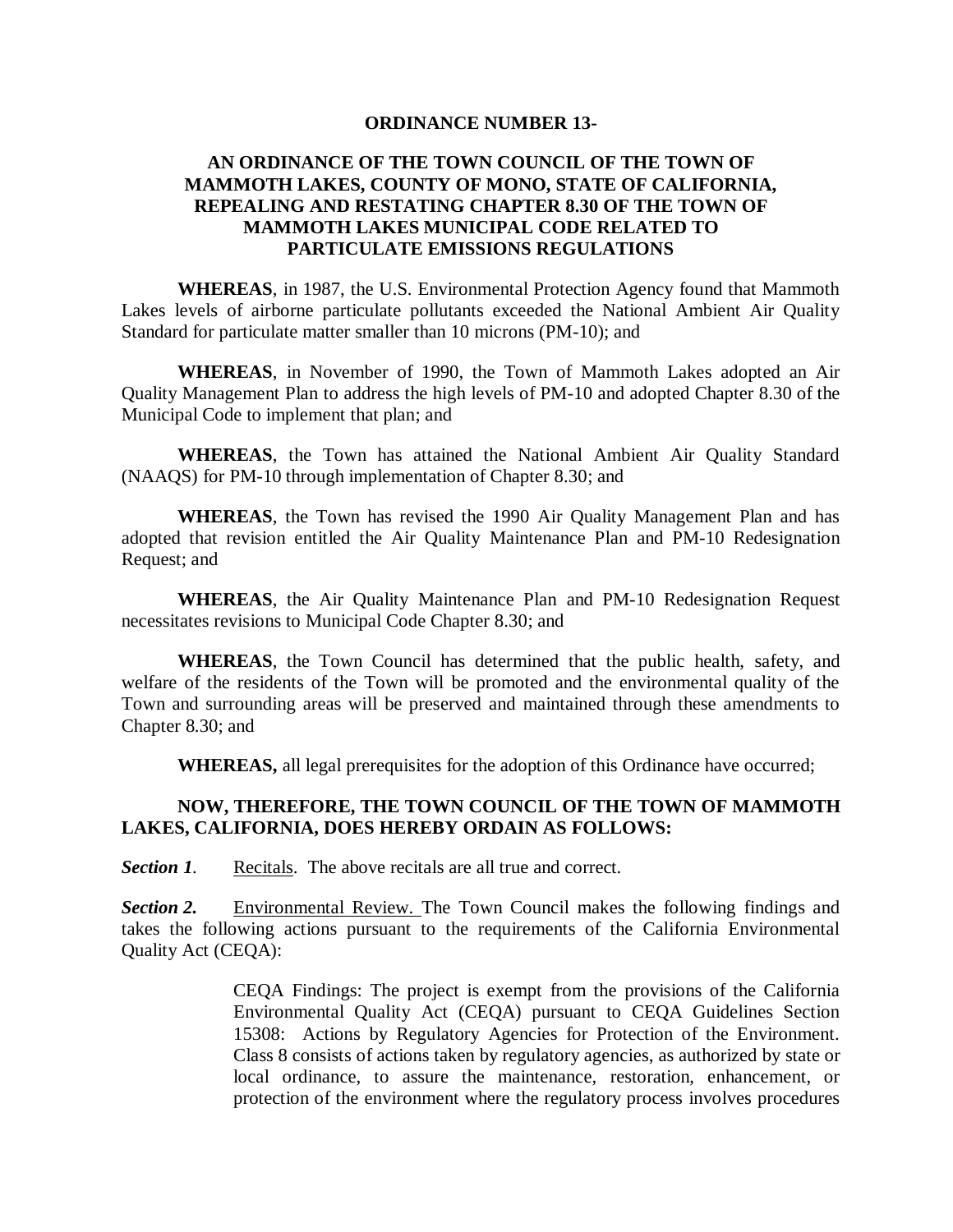**ORDINANCE NUMBER 13-**

**AN ORDINANCE OF THE TOWN COUNCIL OF THE TOWN OF MAMMOTH LAKES, COUNTY OF MONO, STATE OF CALIFORNIA, REPEALING AND RESTATING CHAPTER 8.30 OF THE TOWN OF MAMMOTH LAKES MUNICIPAL CODE RELATED TO PARTICULATE EMISSIONS REGULATIONS**

**WHEREAS**, in 1987, the U.S. Environmental Protection Agency found that Mammoth Lakes levels of airborne particulate pollutants exceeded the National Ambient Air Quality Standard for particulate matter smaller than 10 microns (PM-10); and

**WHEREAS**, in November of 1990, the Town of Mammoth Lakes adopted an Air Quality Management Plan to address the high levels of PM-10 and adopted Chapter 8.30 of the Municipal Code to implement that plan; and

**WHEREAS**, the Town has attained the National Ambient Air Quality Standard (NAAQS) for PM-10 through implementation of Chapter 8.30; and

**WHEREAS**, the Town has revised the 1990 Air Quality Management Plan and has adopted that revision entitled the Air Quality Maintenance Plan and PM-10 Redesignation Request; and

**WHEREAS**, the Air Quality Maintenance Plan and PM-10 Redesignation Request necessitates revisions to Municipal Code Chapter 8.30; and

**WHEREAS**, the Town Council has determined that the public health, safety, and welfare of the residents of the Town will be promoted and the environmental quality of the Town and surrounding areas will be preserved and maintained through these amendments to Chapter 8.30; and

**WHEREAS,** all legal prerequisites for the adoption of this Ordinance have occurred;

**NOW, THEREFORE, THE TOWN COUNCIL OF THE TOWN OF MAMMOTH LAKES, CALIFORNIA, DOES HEREBY ORDAIN AS FOLLOWS:**

***Section 1*.** Recitals. The above recitals are all true and correct.

***Section 2.*** Environmental Review. The Town Council makes the following findings and takes the following actions pursuant to the requirements of the California Environmental Quality Act (CEQA):

> CEQA Findings: The project is exempt from the provisions of the California Environmental Quality Act (CEQA) pursuant to CEQA Guidelines Section 15308: Actions by Regulatory Agencies for Protection of the Environment. Class 8 consists of actions taken by regulatory agencies, as authorized by state or local ordinance, to assure the maintenance, restoration, enhancement, or protection of the environment where the regulatory process involves procedures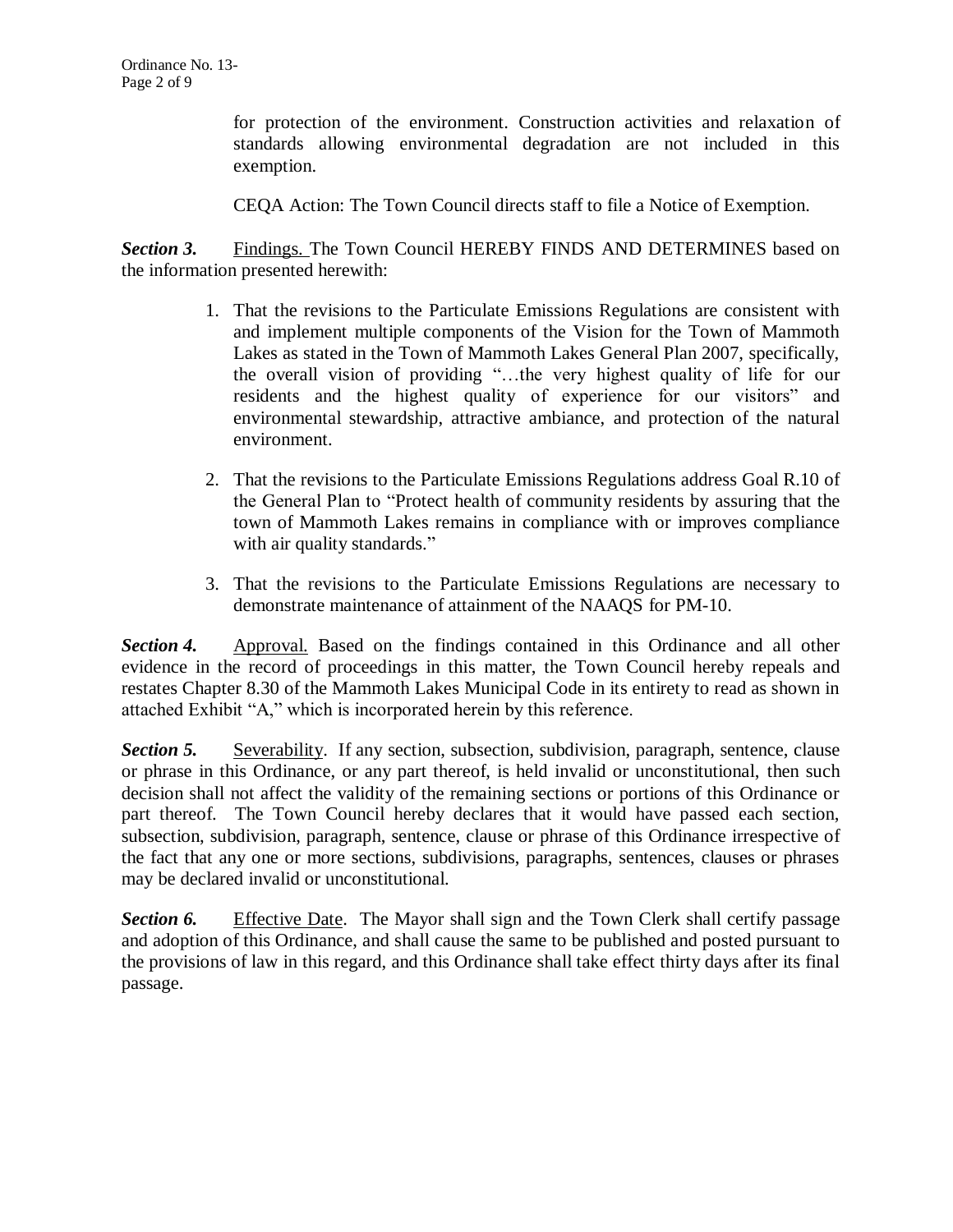for protection of the environment. Construction activities and relaxation of standards allowing environmental degradation are not included in this exemption.

CEQA Action: The Town Council directs staff to file a Notice of Exemption.

***Section 3.*** Findings. The Town Council HEREBY FINDS AND DETERMINES based on the information presented herewith:

1. That the revisions to the Particulate Emissions Regulations are consistent with and implement multiple components of the Vision for the Town of Mammoth Lakes as stated in the Town of Mammoth Lakes General Plan 2007, specifically, the overall vision of providing "…the very highest quality of life for our residents and the highest quality of experience for our visitors" and environmental stewardship, attractive ambiance, and protection of the natural environment.

2. That the revisions to the Particulate Emissions Regulations address Goal R.10 of the General Plan to "Protect health of community residents by assuring that the town of Mammoth Lakes remains in compliance with or improves compliance with air quality standards."

3. That the revisions to the Particulate Emissions Regulations are necessary to demonstrate maintenance of attainment of the NAAQS for PM-10.

***Section 4.*** Approval. Based on the findings contained in this Ordinance and all other evidence in the record of proceedings in this matter, the Town Council hereby repeals and restates Chapter 8.30 of the Mammoth Lakes Municipal Code in its entirety to read as shown in attached Exhibit "A," which is incorporated herein by this reference.

***Section 5.*** Severability. If any section, subsection, subdivision, paragraph, sentence, clause or phrase in this Ordinance, or any part thereof, is held invalid or unconstitutional, then such decision shall not affect the validity of the remaining sections or portions of this Ordinance or part thereof. The Town Council hereby declares that it would have passed each section, subsection, subdivision, paragraph, sentence, clause or phrase of this Ordinance irrespective of the fact that any one or more sections, subdivisions, paragraphs, sentences, clauses or phrases may be declared invalid or unconstitutional.

***Section 6.*** Effective Date. The Mayor shall sign and the Town Clerk shall certify passage and adoption of this Ordinance, and shall cause the same to be published and posted pursuant to the provisions of law in this regard, and this Ordinance shall take effect thirty days after its final passage.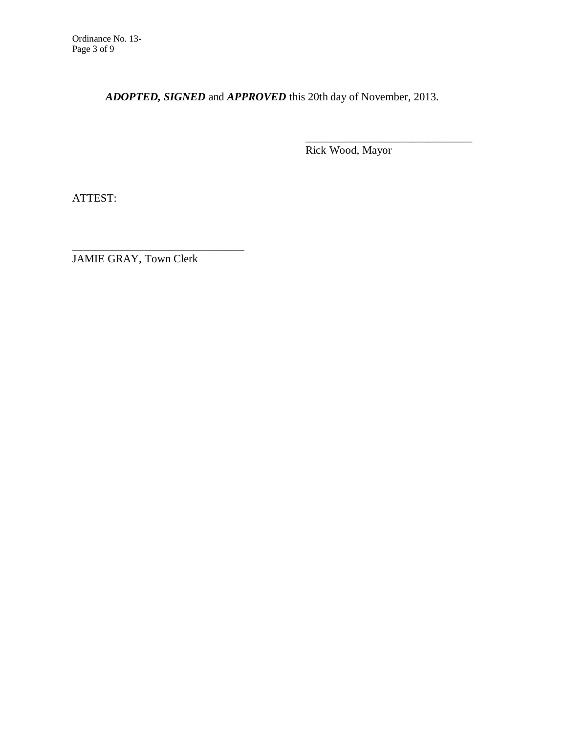***ADOPTED, SIGNED*** and ***APPROVED*** this 20th day of November, 2013.

\_\_\_\_\_\_\_\_\_\_\_\_\_\_\_\_\_\_\_\_\_\_\_\_\_\_\_\_\_\_
Rick Wood, Mayor

ATTEST:

\_\_\_\_\_\_\_\_\_\_\_\_\_\_\_\_\_\_\_\_\_\_\_\_\_\_\_\_\_\_
JAMIE GRAY, Town Clerk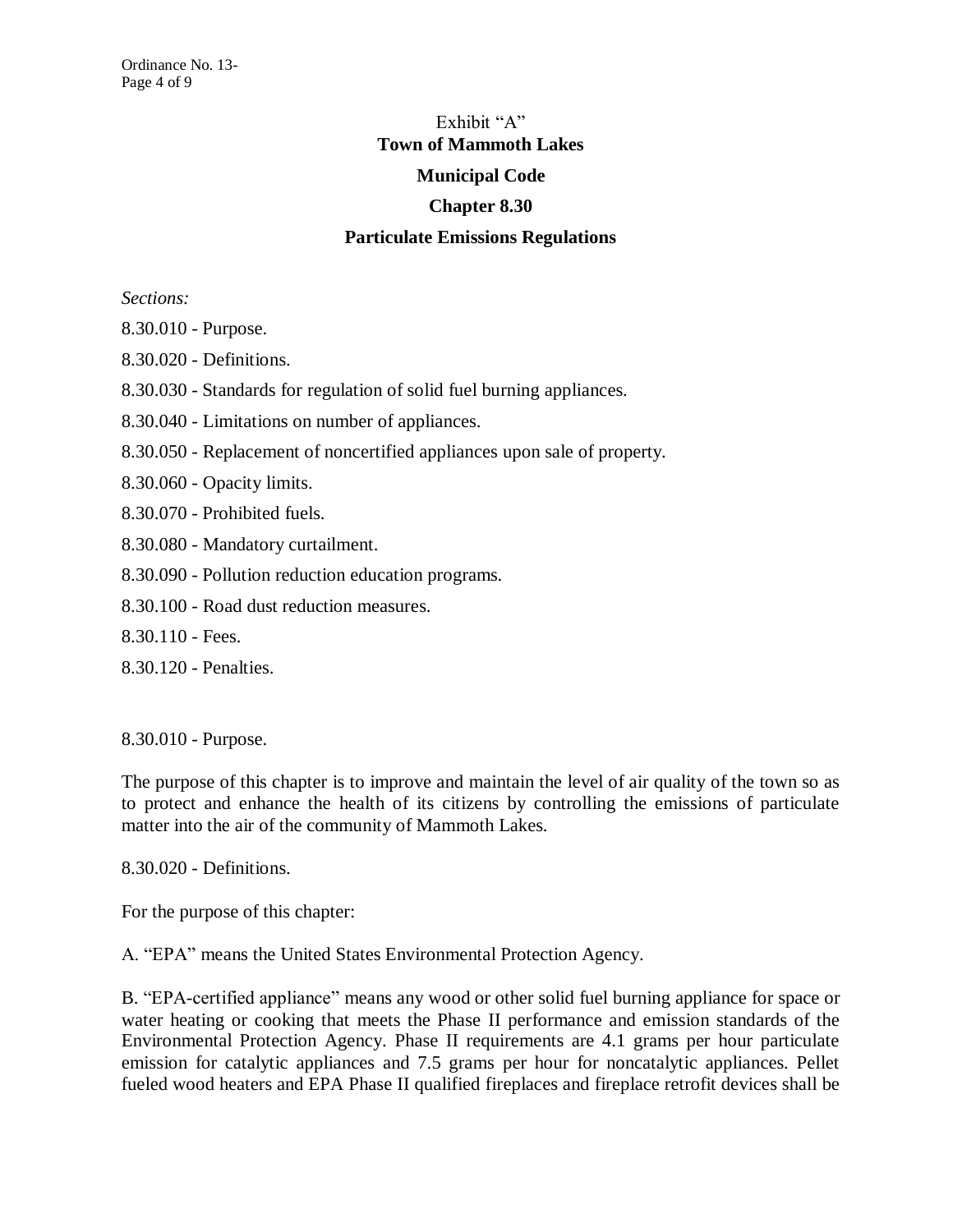Exhibit “A”

**Town of Mammoth Lakes**

**Municipal Code**

**Chapter 8.30**

**Particulate Emissions Regulations**

*Sections:*

8.30.010 - Purpose.

8.30.020 - Definitions.

8.30.030 - Standards for regulation of solid fuel burning appliances.

8.30.040 - Limitations on number of appliances.

8.30.050 - Replacement of noncertified appliances upon sale of property.

8.30.060 - Opacity limits.

8.30.070 - Prohibited fuels.

8.30.080 - Mandatory curtailment.

8.30.090 - Pollution reduction education programs.

8.30.100 - Road dust reduction measures.

8.30.110 - Fees.

8.30.120 - Penalties.

8.30.010 - Purpose.

The purpose of this chapter is to improve and maintain the level of air quality of the town so as to protect and enhance the health of its citizens by controlling the emissions of particulate matter into the air of the community of Mammoth Lakes.

8.30.020 - Definitions.

For the purpose of this chapter:

A. “EPA” means the United States Environmental Protection Agency.

B. “EPA-certified appliance” means any wood or other solid fuel burning appliance for space or water heating or cooking that meets the Phase II performance and emission standards of the Environmental Protection Agency. Phase II requirements are 4.1 grams per hour particulate emission for catalytic appliances and 7.5 grams per hour for noncatalytic appliances. Pellet fueled wood heaters and EPA Phase II qualified fireplaces and fireplace retrofit devices shall be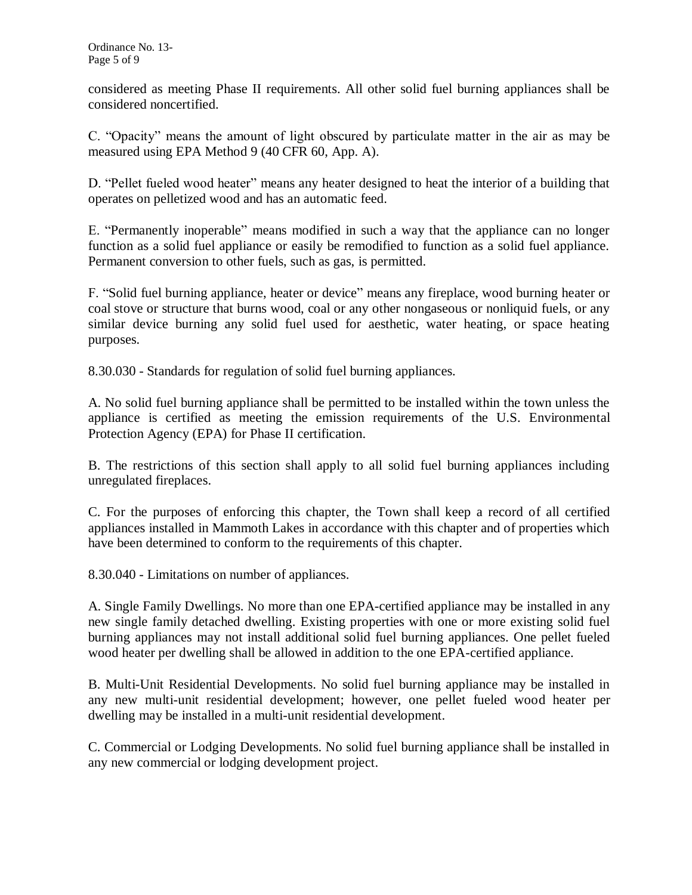considered as meeting Phase II requirements. All other solid fuel burning appliances shall be considered noncertified.

C. “Opacity” means the amount of light obscured by particulate matter in the air as may be measured using EPA Method 9 (40 CFR 60, App. A).

D. “Pellet fueled wood heater” means any heater designed to heat the interior of a building that operates on pelletized wood and has an automatic feed.

E. “Permanently inoperable” means modified in such a way that the appliance can no longer function as a solid fuel appliance or easily be remodified to function as a solid fuel appliance. Permanent conversion to other fuels, such as gas, is permitted.

F. “Solid fuel burning appliance, heater or device” means any fireplace, wood burning heater or coal stove or structure that burns wood, coal or any other nongaseous or nonliquid fuels, or any similar device burning any solid fuel used for aesthetic, water heating, or space heating purposes.

8.30.030 - Standards for regulation of solid fuel burning appliances.

A. No solid fuel burning appliance shall be permitted to be installed within the town unless the appliance is certified as meeting the emission requirements of the U.S. Environmental Protection Agency (EPA) for Phase II certification.

B. The restrictions of this section shall apply to all solid fuel burning appliances including unregulated fireplaces.

C. For the purposes of enforcing this chapter, the Town shall keep a record of all certified appliances installed in Mammoth Lakes in accordance with this chapter and of properties which have been determined to conform to the requirements of this chapter.

8.30.040 - Limitations on number of appliances.

A. Single Family Dwellings. No more than one EPA-certified appliance may be installed in any new single family detached dwelling. Existing properties with one or more existing solid fuel burning appliances may not install additional solid fuel burning appliances. One pellet fueled wood heater per dwelling shall be allowed in addition to the one EPA-certified appliance.

B. Multi-Unit Residential Developments. No solid fuel burning appliance may be installed in any new multi-unit residential development; however, one pellet fueled wood heater per dwelling may be installed in a multi-unit residential development.

C. Commercial or Lodging Developments. No solid fuel burning appliance shall be installed in any new commercial or lodging development project.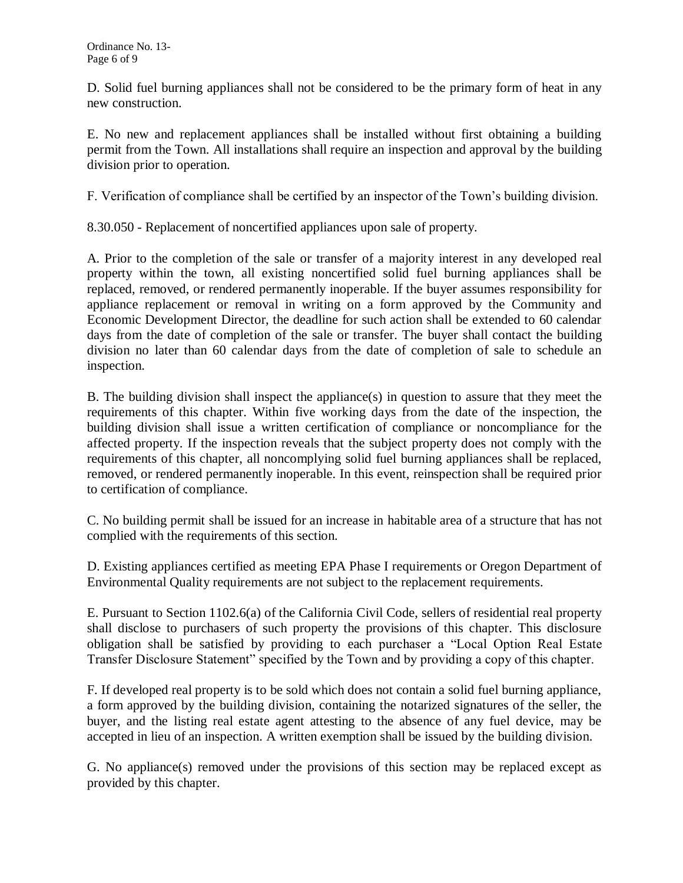D. Solid fuel burning appliances shall not be considered to be the primary form of heat in any new construction.

E. No new and replacement appliances shall be installed without first obtaining a building permit from the Town. All installations shall require an inspection and approval by the building division prior to operation.

F. Verification of compliance shall be certified by an inspector of the Town's building division.

8.30.050 - Replacement of noncertified appliances upon sale of property.

A. Prior to the completion of the sale or transfer of a majority interest in any developed real property within the town, all existing noncertified solid fuel burning appliances shall be replaced, removed, or rendered permanently inoperable. If the buyer assumes responsibility for appliance replacement or removal in writing on a form approved by the Community and Economic Development Director, the deadline for such action shall be extended to 60 calendar days from the date of completion of the sale or transfer. The buyer shall contact the building division no later than 60 calendar days from the date of completion of sale to schedule an inspection.

B. The building division shall inspect the appliance(s) in question to assure that they meet the requirements of this chapter. Within five working days from the date of the inspection, the building division shall issue a written certification of compliance or noncompliance for the affected property. If the inspection reveals that the subject property does not comply with the requirements of this chapter, all noncomplying solid fuel burning appliances shall be replaced, removed, or rendered permanently inoperable. In this event, reinspection shall be required prior to certification of compliance.

C. No building permit shall be issued for an increase in habitable area of a structure that has not complied with the requirements of this section.

D. Existing appliances certified as meeting EPA Phase I requirements or Oregon Department of Environmental Quality requirements are not subject to the replacement requirements.

E. Pursuant to Section 1102.6(a) of the California Civil Code, sellers of residential real property shall disclose to purchasers of such property the provisions of this chapter. This disclosure obligation shall be satisfied by providing to each purchaser a "Local Option Real Estate Transfer Disclosure Statement" specified by the Town and by providing a copy of this chapter.

F. If developed real property is to be sold which does not contain a solid fuel burning appliance, a form approved by the building division, containing the notarized signatures of the seller, the buyer, and the listing real estate agent attesting to the absence of any fuel device, may be accepted in lieu of an inspection. A written exemption shall be issued by the building division.

G. No appliance(s) removed under the provisions of this section may be replaced except as provided by this chapter.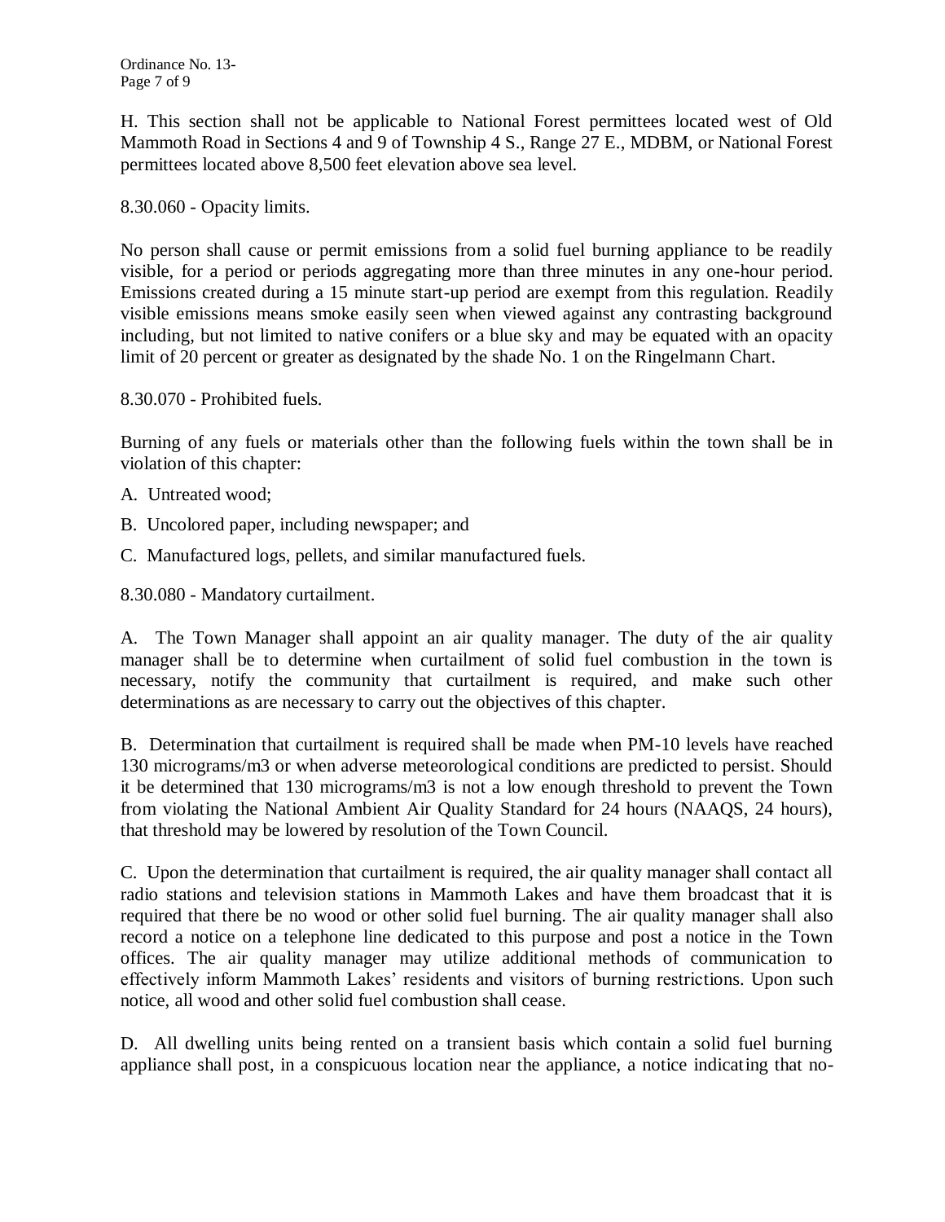H. This section shall not be applicable to National Forest permittees located west of Old Mammoth Road in Sections 4 and 9 of Township 4 S., Range 27 E., MDBM, or National Forest permittees located above 8,500 feet elevation above sea level.

8.30.060 - Opacity limits.

No person shall cause or permit emissions from a solid fuel burning appliance to be readily visible, for a period or periods aggregating more than three minutes in any one-hour period. Emissions created during a 15 minute start-up period are exempt from this regulation. Readily visible emissions means smoke easily seen when viewed against any contrasting background including, but not limited to native conifers or a blue sky and may be equated with an opacity limit of 20 percent or greater as designated by the shade No. 1 on the Ringelmann Chart.

8.30.070 - Prohibited fuels.

Burning of any fuels or materials other than the following fuels within the town shall be in violation of this chapter:

A. Untreated wood;

B. Uncolored paper, including newspaper; and

C. Manufactured logs, pellets, and similar manufactured fuels.

8.30.080 - Mandatory curtailment.

A. The Town Manager shall appoint an air quality manager. The duty of the air quality manager shall be to determine when curtailment of solid fuel combustion in the town is necessary, notify the community that curtailment is required, and make such other determinations as are necessary to carry out the objectives of this chapter.

B. Determination that curtailment is required shall be made when PM-10 levels have reached 130 micrograms/m3 or when adverse meteorological conditions are predicted to persist. Should it be determined that 130 micrograms/m3 is not a low enough threshold to prevent the Town from violating the National Ambient Air Quality Standard for 24 hours (NAAQS, 24 hours), that threshold may be lowered by resolution of the Town Council.

C. Upon the determination that curtailment is required, the air quality manager shall contact all radio stations and television stations in Mammoth Lakes and have them broadcast that it is required that there be no wood or other solid fuel burning. The air quality manager shall also record a notice on a telephone line dedicated to this purpose and post a notice in the Town offices. The air quality manager may utilize additional methods of communication to effectively inform Mammoth Lakes' residents and visitors of burning restrictions. Upon such notice, all wood and other solid fuel combustion shall cease.

D. All dwelling units being rented on a transient basis which contain a solid fuel burning appliance shall post, in a conspicuous location near the appliance, a notice indicating that no-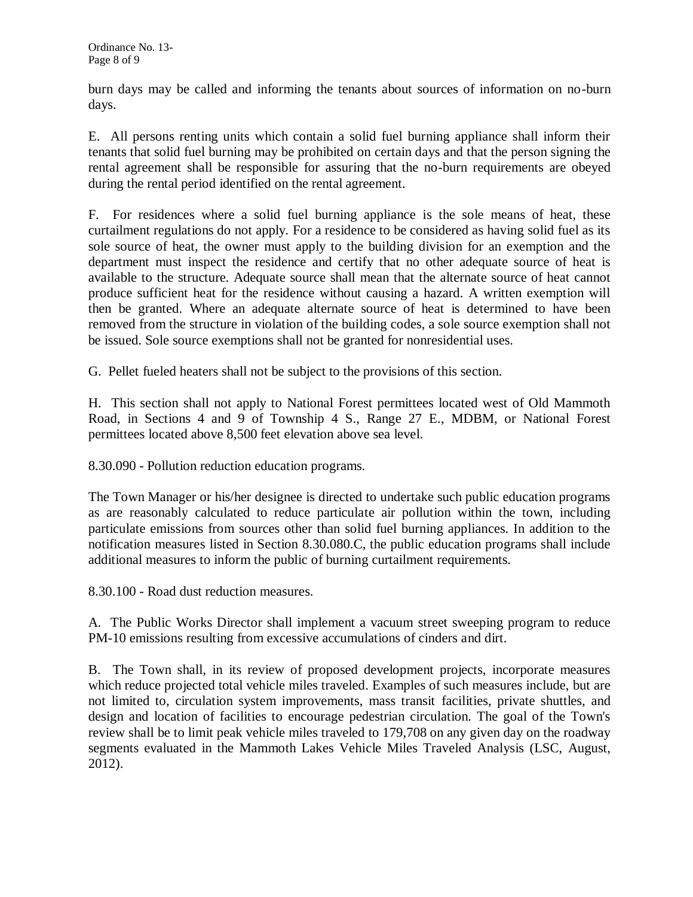burn days may be called and informing the tenants about sources of information on no-burn days.

E. All persons renting units which contain a solid fuel burning appliance shall inform their tenants that solid fuel burning may be prohibited on certain days and that the person signing the rental agreement shall be responsible for assuring that the no-burn requirements are obeyed during the rental period identified on the rental agreement.

F. For residences where a solid fuel burning appliance is the sole means of heat, these curtailment regulations do not apply. For a residence to be considered as having solid fuel as its sole source of heat, the owner must apply to the building division for an exemption and the department must inspect the residence and certify that no other adequate source of heat is available to the structure. Adequate source shall mean that the alternate source of heat cannot produce sufficient heat for the residence without causing a hazard. A written exemption will then be granted. Where an adequate alternate source of heat is determined to have been removed from the structure in violation of the building codes, a sole source exemption shall not be issued. Sole source exemptions shall not be granted for nonresidential uses.

G. Pellet fueled heaters shall not be subject to the provisions of this section.

H. This section shall not apply to National Forest permittees located west of Old Mammoth Road, in Sections 4 and 9 of Township 4 S., Range 27 E., MDBM, or National Forest permittees located above 8,500 feet elevation above sea level.

8.30.090 - Pollution reduction education programs.

The Town Manager or his/her designee is directed to undertake such public education programs as are reasonably calculated to reduce particulate air pollution within the town, including particulate emissions from sources other than solid fuel burning appliances. In addition to the notification measures listed in Section 8.30.080.C, the public education programs shall include additional measures to inform the public of burning curtailment requirements.

8.30.100 - Road dust reduction measures.

A. The Public Works Director shall implement a vacuum street sweeping program to reduce PM-10 emissions resulting from excessive accumulations of cinders and dirt.

B. The Town shall, in its review of proposed development projects, incorporate measures which reduce projected total vehicle miles traveled. Examples of such measures include, but are not limited to, circulation system improvements, mass transit facilities, private shuttles, and design and location of facilities to encourage pedestrian circulation. The goal of the Town's review shall be to limit peak vehicle miles traveled to 179,708 on any given day on the roadway segments evaluated in the Mammoth Lakes Vehicle Miles Traveled Analysis (LSC, August, 2012).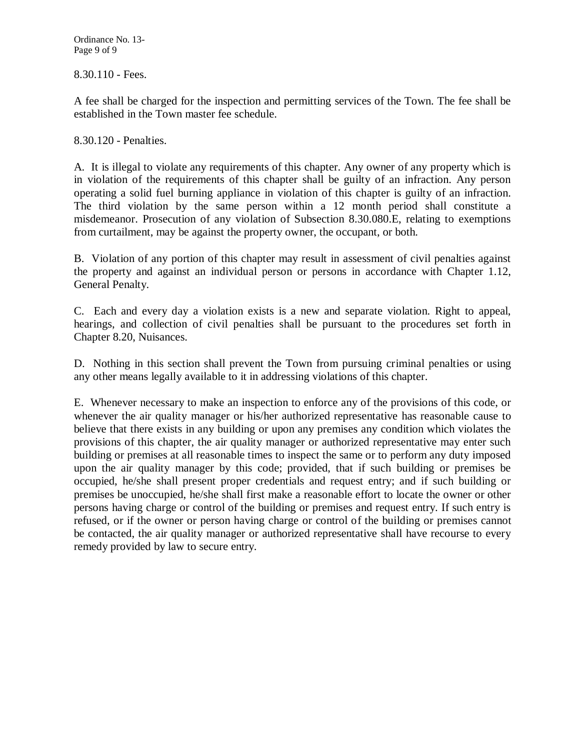8.30.110 - Fees.

A fee shall be charged for the inspection and permitting services of the Town. The fee shall be established in the Town master fee schedule.

8.30.120 - Penalties.

A. It is illegal to violate any requirements of this chapter. Any owner of any property which is in violation of the requirements of this chapter shall be guilty of an infraction. Any person operating a solid fuel burning appliance in violation of this chapter is guilty of an infraction. The third violation by the same person within a 12 month period shall constitute a misdemeanor. Prosecution of any violation of Subsection 8.30.080.E, relating to exemptions from curtailment, may be against the property owner, the occupant, or both.

B. Violation of any portion of this chapter may result in assessment of civil penalties against the property and against an individual person or persons in accordance with Chapter 1.12, General Penalty.

C. Each and every day a violation exists is a new and separate violation. Right to appeal, hearings, and collection of civil penalties shall be pursuant to the procedures set forth in Chapter 8.20, Nuisances.

D. Nothing in this section shall prevent the Town from pursuing criminal penalties or using any other means legally available to it in addressing violations of this chapter.

E. Whenever necessary to make an inspection to enforce any of the provisions of this code, or whenever the air quality manager or his/her authorized representative has reasonable cause to believe that there exists in any building or upon any premises any condition which violates the provisions of this chapter, the air quality manager or authorized representative may enter such building or premises at all reasonable times to inspect the same or to perform any duty imposed upon the air quality manager by this code; provided, that if such building or premises be occupied, he/she shall present proper credentials and request entry; and if such building or premises be unoccupied, he/she shall first make a reasonable effort to locate the owner or other persons having charge or control of the building or premises and request entry. If such entry is refused, or if the owner or person having charge or control of the building or premises cannot be contacted, the air quality manager or authorized representative shall have recourse to every remedy provided by law to secure entry.